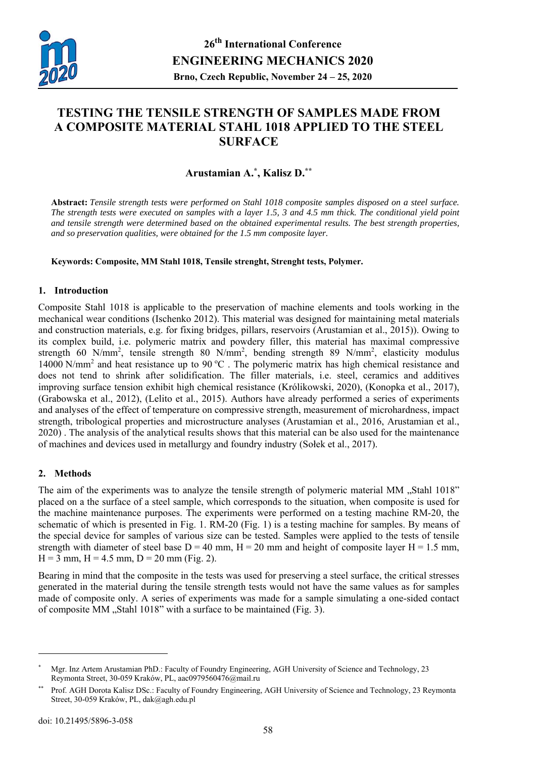# TESTING THE TENSILE STRENGTH OF SAMPLES MADE FROM A COMPOSITE MATERIAL STAHL 1018 APPLIED TO THE STEEL SURFACE

**Arustamian A.[*], Kalisz D.[**]**

**Abstract:** *Tensile strength tests were performed on Stahl 1018 composite samples disposed on a steel surface. The strength tests were executed on samples with a layer 1.5, 3 and 4.5 mm thick. The conditional yield point and tensile strength were determined based on the obtained experimental results. The best strength properties, and so preservation qualities, were obtained for the 1.5 mm composite layer.*

**Keywords: Composite, MM Stahl 1018, Tensile strenght, Strenght tests, Polymer.**

## 1. Introduction

Composite Stahl 1018 is applicable to the preservation of machine elements and tools working in the mechanical wear conditions (Ischenko 2012). This material was designed for maintaining metal materials and construction materials, e.g. for fixing bridges, pillars, reservoirs (Arustamian et al., 2015)). Owing to its complex build, i.e. polymeric matrix and powdery filler, this material has maximal compressive strength 60 N/mm$^2$, tensile strength 80 N/mm$^2$, bending strength 89 N/mm$^2$, elasticity modulus 14000 N/mm$^2$ and heat resistance up to 90 $^{o}$C . The polymeric matrix has high chemical resistance and does not tend to shrink after solidification. The filler materials, i.e. steel, ceramics and additives improving surface tension exhibit high chemical resistance (Królikowski, 2020), (Konopka et al., 2017), (Grabowska et al., 2012), (Lelito et al., 2015). Authors have already performed a series of experiments and analyses of the effect of temperature on compressive strength, measurement of microhardness, impact strength, tribological properties and microstructure analyses (Arustamian et al., 2016, Arustamian et al., 2020) . The analysis of the analytical results shows that this material can be also used for the maintenance of machines and devices used in metallurgy and foundry industry (Sołek et al., 2017).

## 2. Methods

The aim of the experiments was to analyze the tensile strength of polymeric material MM „Stahl 1018" placed on a the surface of a steel sample, which corresponds to the situation, when composite is used for the machine maintenance purposes. The experiments were performed on a testing machine RM-20, the schematic of which is presented in Fig. 1. RM-20 (Fig. 1) is a testing machine for samples. By means of the special device for samples of various size can be tested. Samples were applied to the tests of tensile strength with diameter of steel base D = 40 mm, H = 20 mm and height of composite layer H = 1.5 mm, H = 3 mm, H = 4.5 mm, D = 20 mm (Fig. 2).

Bearing in mind that the composite in the tests was used for preserving a steel surface, the critical stresses generated in the material during the tensile strength tests would not have the same values as for samples made of composite only. A series of experiments was made for a sample simulating a one-sided contact of composite MM „Stahl 1018" with a surface to be maintained (Fig. 3).

---

[*] Mgr. Inz Artem Arustamian PhD.: Faculty of Foundry Engineering, AGH University of Science and Technology, 23 Reymonta Street, 30-059 Kraków, PL, aac0979560476@mail.ru

[**] Prof. AGH Dorota Kalisz DSc.: Faculty of Foundry Engineering, AGH University of Science and Technology, 23 Reymonta Street, 30-059 Kraków, PL, dak@agh.edu.pl

doi: 10.21495/5896-3-058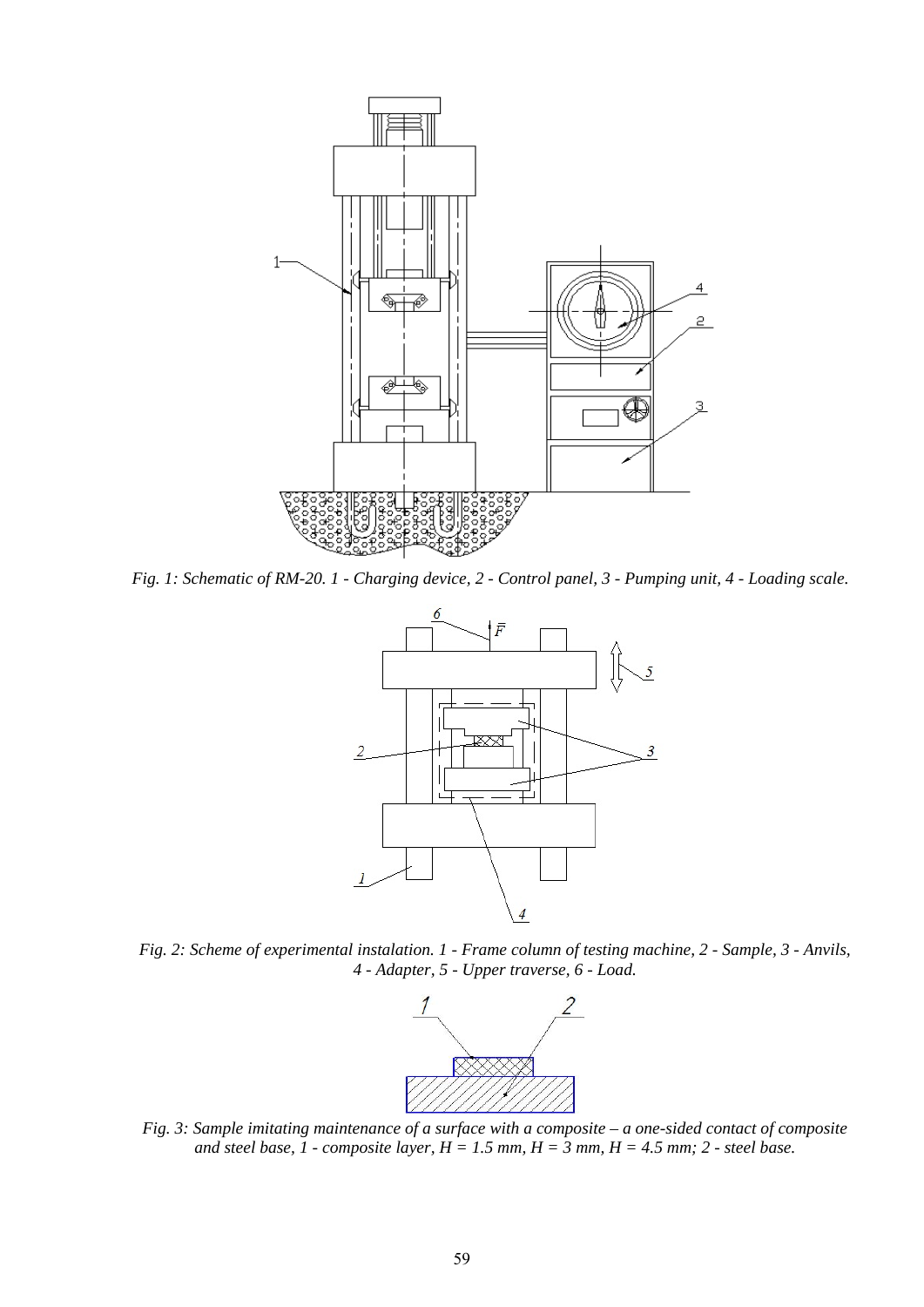*Fig. 1: Schematic of RM-20. 1 - Charging device, 2 - Control panel, 3 - Pumping unit, 4 - Loading scale.*

*Fig. 2: Scheme of experimental instalation. 1 - Frame column of testing machine, 2 - Sample, 3 - Anvils, 4 - Adapter, 5 - Upper traverse, 6 - Load.*

*Fig. 3: Sample imitating maintenance of a surface with a composite – a one-sided contact of composite and steel base, 1 - composite layer, H = 1.5 mm, H = 3 mm, H = 4.5 mm; 2 - steel base.*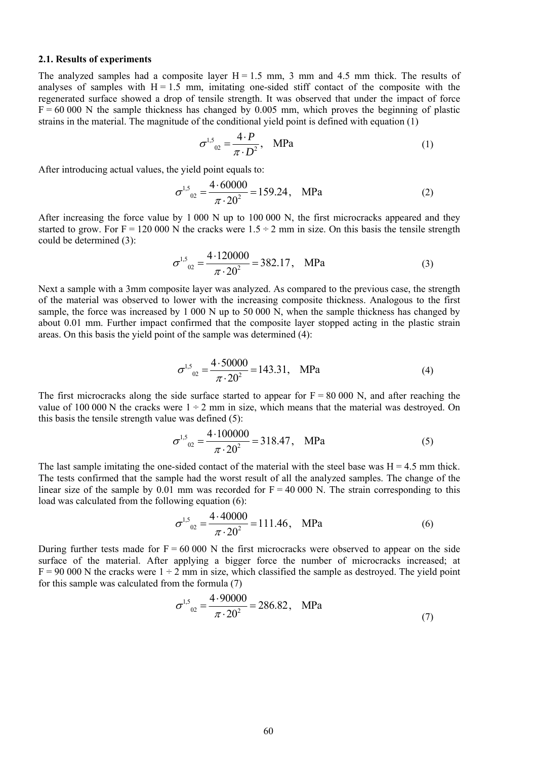### 2.1. Results of experiments

The analyzed samples had a composite layer H = 1.5 mm, 3 mm and 4.5 mm thick. The results of analyses of samples with H = 1.5 mm, imitating one-sided stiff contact of the composite with the regenerated surface showed a drop of tensile strength. It was observed that under the impact of force F = 60 000 N the sample thickness has changed by 0.005 mm, which proves the beginning of plastic strains in the material. The magnitude of the conditional yield point is defined with equation (1)

$$\sigma^{1,5}{}_{02} = \frac{4 \cdot P}{\pi \cdot D^2}, \quad \text{MPa} \tag{1}$$

After introducing actual values, the yield point equals to:

$$\sigma^{1,5}{}_{02} = \frac{4 \cdot 60000}{\pi \cdot 20^2} = 159.24, \quad \text{MPa} \tag{2}$$

After increasing the force value by 1 000 N up to 100 000 N, the first microcracks appeared and they started to grow. For F = 120 000 N the cracks were 1.5 ÷ 2 mm in size. On this basis the tensile strength could be determined (3):

$$\sigma^{1,5}{}_{02} = \frac{4 \cdot 120000}{\pi \cdot 20^2} = 382.17, \quad \text{MPa} \tag{3}$$

Next a sample with a 3mm composite layer was analyzed. As compared to the previous case, the strength of the material was observed to lower with the increasing composite thickness. Analogous to the first sample, the force was increased by 1 000 N up to 50 000 N, when the sample thickness has changed by about 0.01 mm. Further impact confirmed that the composite layer stopped acting in the plastic strain areas. On this basis the yield point of the sample was determined (4):

$$\sigma^{1,5}{}_{02} = \frac{4 \cdot 50000}{\pi \cdot 20^2} = 143.31, \quad \text{MPa} \tag{4}$$

The first microcracks along the side surface started to appear for F = 80 000 N, and after reaching the value of 100 000 N the cracks were 1 ÷ 2 mm in size, which means that the material was destroyed. On this basis the tensile strength value was defined (5):

$$\sigma^{1,5}{}_{02} = \frac{4 \cdot 100000}{\pi \cdot 20^2} = 318.47, \quad \text{MPa} \tag{5}$$

The last sample imitating the one-sided contact of the material with the steel base was H = 4.5 mm thick. The tests confirmed that the sample had the worst result of all the analyzed samples. The change of the linear size of the sample by 0.01 mm was recorded for F = 40 000 N. The strain corresponding to this load was calculated from the following equation (6):

$$\sigma^{1,5}{}_{02} = \frac{4 \cdot 40000}{\pi \cdot 20^2} = 111.46, \quad \text{MPa} \tag{6}$$

During further tests made for F = 60 000 N the first microcracks were observed to appear on the side surface of the material. After applying a bigger force the number of microcracks increased; at F = 90 000 N the cracks were 1 ÷ 2 mm in size, which classified the sample as destroyed. The yield point for this sample was calculated from the formula (7)

$$\sigma^{1,5}{}_{02} = \frac{4 \cdot 90000}{\pi \cdot 20^2} = 286.82, \quad \text{MPa} \tag{7}$$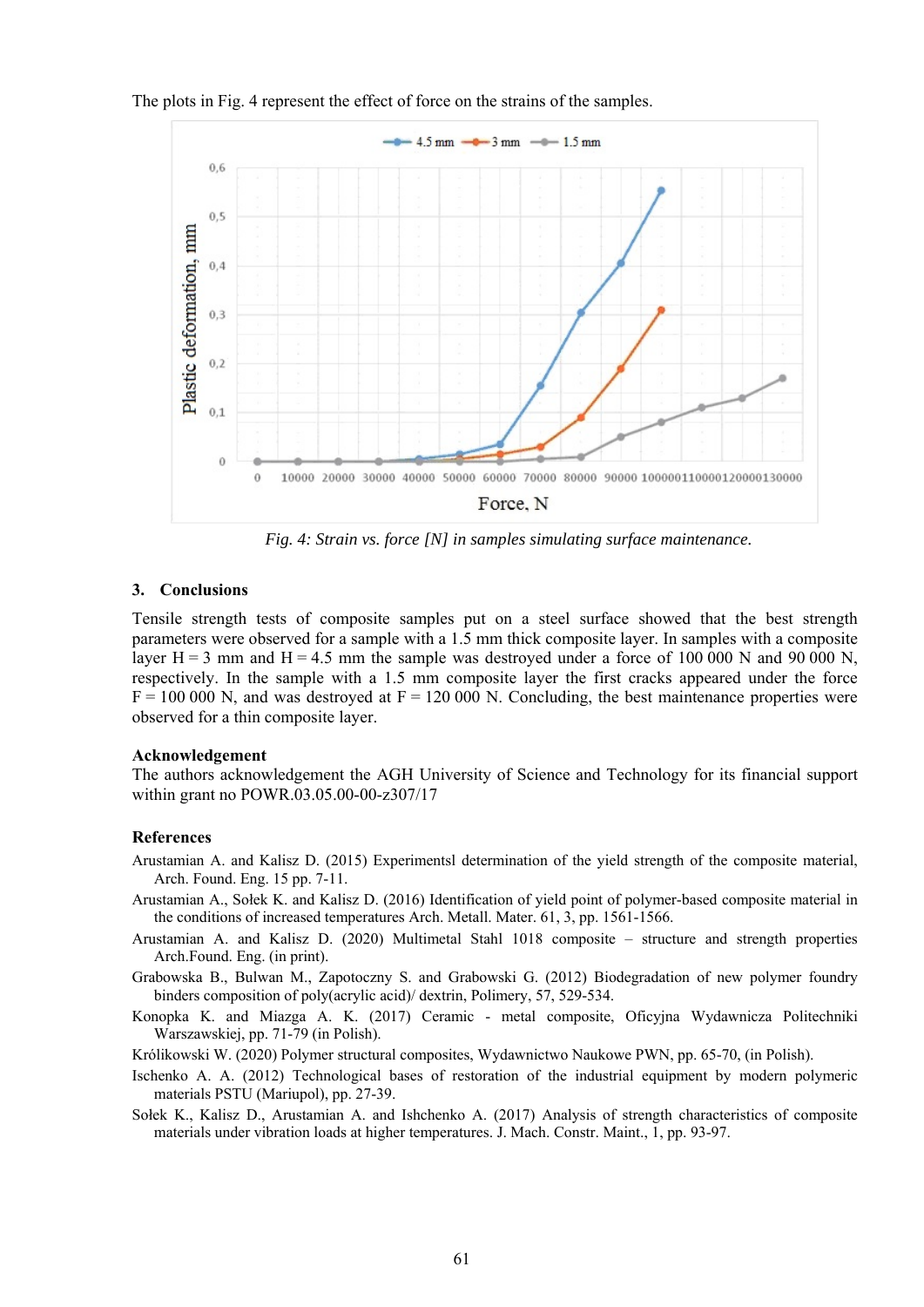The plots in Fig. 4 represent the effect of force on the strains of the samples.

4.5 mm
3 mm
1.5 mm

0,6
0,5
0,4
0,3
0,2
0,1
0

Plastic deformation, mm

0 10000 20000 30000 40000 50000 60000 70000 80000 90000 100000110000120000130000

Force, N

*Fig. 4: Strain vs. force [N] in samples simulating surface maintenance.*

## 3. Conclusions

Tensile strength tests of composite samples put on a steel surface showed that the best strength parameters were observed for a sample with a 1.5 mm thick composite layer. In samples with a composite layer H = 3 mm and H = 4.5 mm the sample was destroyed under a force of 100 000 N and 90 000 N, respectively. In the sample with a 1.5 mm composite layer the first cracks appeared under the force F = 100 000 N, and was destroyed at F = 120 000 N. Concluding, the best maintenance properties were observed for a thin composite layer.

### Acknowledgement

The authors acknowledgement the AGH University of Science and Technology for its financial support within grant no POWR.03.05.00-00-z307/17

### References

Arustamian A. and Kalisz D. (2015) Experimentsl determination of the yield strength of the composite material, Arch. Found. Eng. 15 pp. 7-11.

Arustamian A., Sołek K. and Kalisz D. (2016) Identification of yield point of polymer-based composite material in the conditions of increased temperatures Arch. Metall. Mater. 61, 3, pp. 1561-1566.

Arustamian A. and Kalisz D. (2020) Multimetal Stahl 1018 composite – structure and strength properties Arch.Found. Eng. (in print).

Grabowska B., Bulwan M., Zapotoczny S. and Grabowski G. (2012) Biodegradation of new polymer foundry binders composition of poly(acrylic acid)/ dextrin, Polimery, 57, 529-534.

Konopka K. and Miazga A. K. (2017) Ceramic - metal composite, Oficyjna Wydawnicza Politechniki Warszawskiej, pp. 71-79 (in Polish).

Królikowski W. (2020) Polymer structural composites, Wydawnictwo Naukowe PWN, pp. 65-70, (in Polish).

Ischenko A. A. (2012) Technological bases of restoration of the industrial equipment by modern polymeric materials PSTU (Mariupol), pp. 27-39.

Sołek K., Kalisz D., Arustamian A. and Ishchenko A. (2017) Analysis of strength characteristics of composite materials under vibration loads at higher temperatures. J. Mach. Constr. Maint., 1, pp. 93-97.